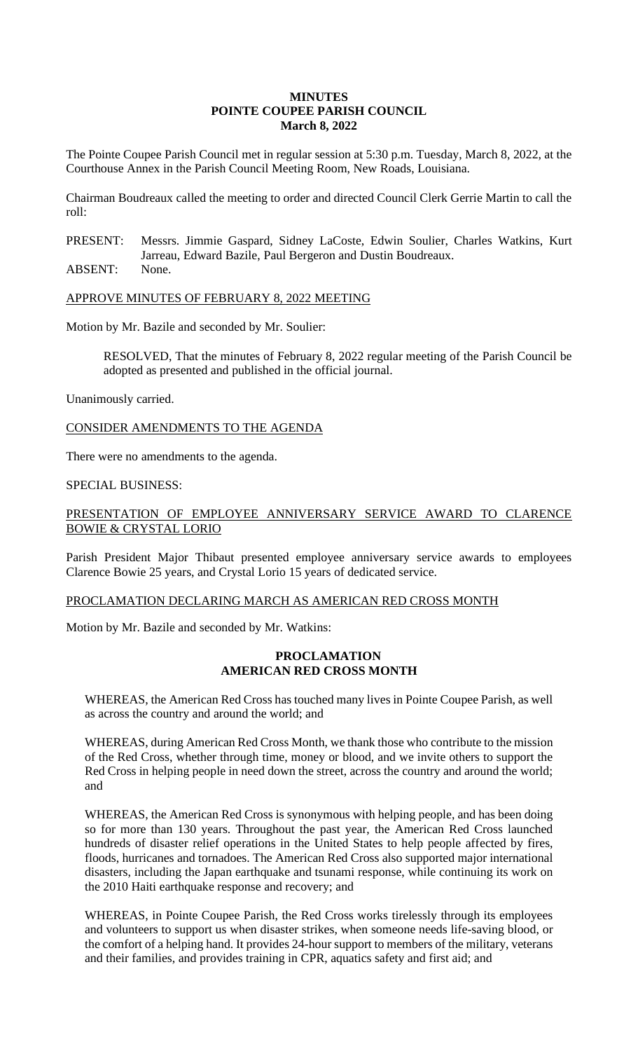# MINUTES
## POINTE COUPEE PARISH COUNCIL
### March 8, 2022

The Pointe Coupee Parish Council met in regular session at 5:30 p.m. Tuesday, March 8, 2022, at the Courthouse Annex in the Parish Council Meeting Room, New Roads, Louisiana.

Chairman Boudreaux called the meeting to order and directed Council Clerk Gerrie Martin to call the roll:

PRESENT: Messrs. Jimmie Gaspard, Sidney LaCoste, Edwin Soulier, Charles Watkins, Kurt Jarreau, Edward Bazile, Paul Bergeron and Dustin Boudreaux.
ABSENT: None.

APPROVE MINUTES OF FEBRUARY 8, 2022 MEETING

Motion by Mr. Bazile and seconded by Mr. Soulier:

> RESOLVED, That the minutes of February 8, 2022 regular meeting of the Parish Council be adopted as presented and published in the official journal.

Unanimously carried.

CONSIDER AMENDMENTS TO THE AGENDA

There were no amendments to the agenda.

SPECIAL BUSINESS:

PRESENTATION OF EMPLOYEE ANNIVERSARY SERVICE AWARD TO CLARENCE BOWIE & CRYSTAL LORIO

Parish President Major Thibaut presented employee anniversary service awards to employees Clarence Bowie 25 years, and Crystal Lorio 15 years of dedicated service.

PROCLAMATION DECLARING MARCH AS AMERICAN RED CROSS MONTH

Motion by Mr. Bazile and seconded by Mr. Watkins:

**PROCLAMATION**
**AMERICAN RED CROSS MONTH**

WHEREAS, the American Red Cross has touched many lives in Pointe Coupee Parish, as well as across the country and around the world; and

WHEREAS, during American Red Cross Month, we thank those who contribute to the mission of the Red Cross, whether through time, money or blood, and we invite others to support the Red Cross in helping people in need down the street, across the country and around the world; and

WHEREAS, the American Red Cross is synonymous with helping people, and has been doing so for more than 130 years. Throughout the past year, the American Red Cross launched hundreds of disaster relief operations in the United States to help people affected by fires, floods, hurricanes and tornadoes. The American Red Cross also supported major international disasters, including the Japan earthquake and tsunami response, while continuing its work on the 2010 Haiti earthquake response and recovery; and

WHEREAS, in Pointe Coupee Parish, the Red Cross works tirelessly through its employees and volunteers to support us when disaster strikes, when someone needs life-saving blood, or the comfort of a helping hand. It provides 24-hour support to members of the military, veterans and their families, and provides training in CPR, aquatics safety and first aid; and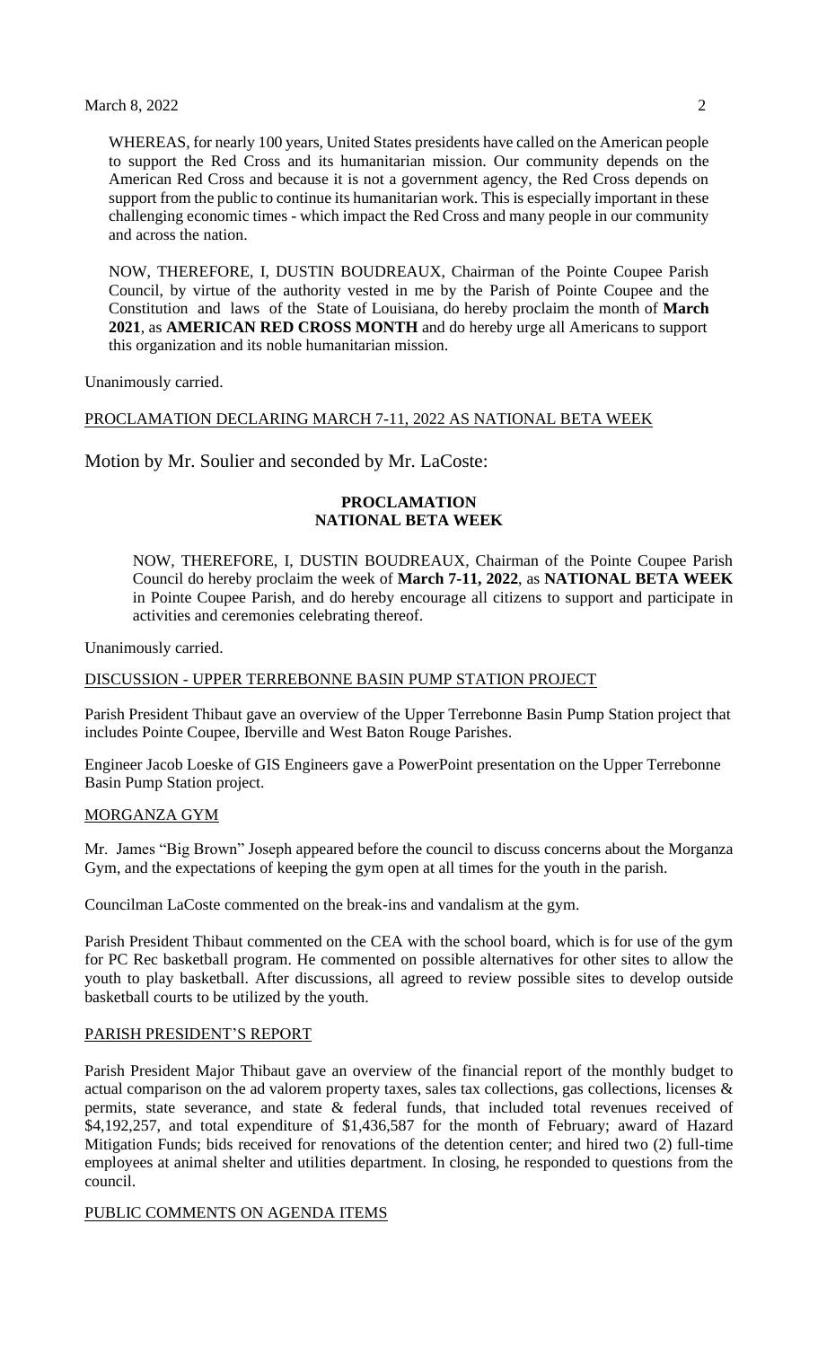WHEREAS, for nearly 100 years, United States presidents have called on the American people to support the Red Cross and its humanitarian mission. Our community depends on the American Red Cross and because it is not a government agency, the Red Cross depends on support from the public to continue its humanitarian work. This is especially important in these challenging economic times - which impact the Red Cross and many people in our community and across the nation.

NOW, THEREFORE, I, DUSTIN BOUDREAUX, Chairman of the Pointe Coupee Parish Council, by virtue of the authority vested in me by the Parish of Pointe Coupee and the Constitution and laws of the State of Louisiana, do hereby proclaim the month of **March 2021**, as **AMERICAN RED CROSS MONTH** and do hereby urge all Americans to support this organization and its noble humanitarian mission.

Unanimously carried.

PROCLAMATION DECLARING MARCH 7-11, 2022 AS NATIONAL BETA WEEK

Motion by Mr. Soulier and seconded by Mr. LaCoste:

**PROCLAMATION**
**NATIONAL BETA WEEK**

NOW, THEREFORE, I, DUSTIN BOUDREAUX, Chairman of the Pointe Coupee Parish Council do hereby proclaim the week of **March 7-11, 2022**, as **NATIONAL BETA WEEK** in Pointe Coupee Parish, and do hereby encourage all citizens to support and participate in activities and ceremonies celebrating thereof.

Unanimously carried.

DISCUSSION - UPPER TERREBONNE BASIN PUMP STATION PROJECT

Parish President Thibaut gave an overview of the Upper Terrebonne Basin Pump Station project that includes Pointe Coupee, Iberville and West Baton Rouge Parishes.

Engineer Jacob Loeske of GIS Engineers gave a PowerPoint presentation on the Upper Terrebonne Basin Pump Station project.

MORGANZA GYM

Mr. James "Big Brown" Joseph appeared before the council to discuss concerns about the Morganza Gym, and the expectations of keeping the gym open at all times for the youth in the parish.

Councilman LaCoste commented on the break-ins and vandalism at the gym.

Parish President Thibaut commented on the CEA with the school board, which is for use of the gym for PC Rec basketball program. He commented on possible alternatives for other sites to allow the youth to play basketball. After discussions, all agreed to review possible sites to develop outside basketball courts to be utilized by the youth.

PARISH PRESIDENT'S REPORT

Parish President Major Thibaut gave an overview of the financial report of the monthly budget to actual comparison on the ad valorem property taxes, sales tax collections, gas collections, licenses & permits, state severance, and state & federal funds, that included total revenues received of $4,192,257, and total expenditure of $1,436,587 for the month of February; award of Hazard Mitigation Funds; bids received for renovations of the detention center; and hired two (2) full-time employees at animal shelter and utilities department. In closing, he responded to questions from the council.

PUBLIC COMMENTS ON AGENDA ITEMS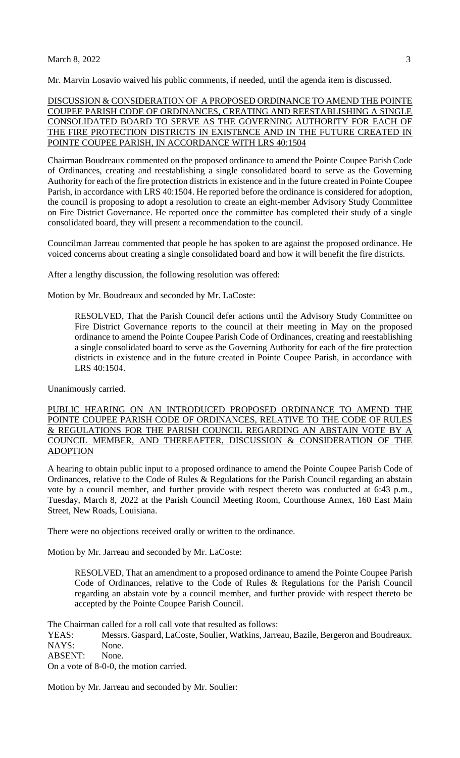Mr. Marvin Losavio waived his public comments, if needed, until the agenda item is discussed.

DISCUSSION & CONSIDERATION OF A PROPOSED ORDINANCE TO AMEND THE POINTE COUPEE PARISH CODE OF ORDINANCES, CREATING AND REESTABLISHING A SINGLE CONSOLIDATED BOARD TO SERVE AS THE GOVERNING AUTHORITY FOR EACH OF THE FIRE PROTECTION DISTRICTS IN EXISTENCE AND IN THE FUTURE CREATED IN POINTE COUPEE PARISH, IN ACCORDANCE WITH LRS 40:1504

Chairman Boudreaux commented on the proposed ordinance to amend the Pointe Coupee Parish Code of Ordinances, creating and reestablishing a single consolidated board to serve as the Governing Authority for each of the fire protection districts in existence and in the future created in Pointe Coupee Parish, in accordance with LRS 40:1504. He reported before the ordinance is considered for adoption, the council is proposing to adopt a resolution to create an eight-member Advisory Study Committee on Fire District Governance. He reported once the committee has completed their study of a single consolidated board, they will present a recommendation to the council.

Councilman Jarreau commented that people he has spoken to are against the proposed ordinance. He voiced concerns about creating a single consolidated board and how it will benefit the fire districts.

After a lengthy discussion, the following resolution was offered:

Motion by Mr. Boudreaux and seconded by Mr. LaCoste:

> RESOLVED, That the Parish Council defer actions until the Advisory Study Committee on Fire District Governance reports to the council at their meeting in May on the proposed ordinance to amend the Pointe Coupee Parish Code of Ordinances, creating and reestablishing a single consolidated board to serve as the Governing Authority for each of the fire protection districts in existence and in the future created in Pointe Coupee Parish, in accordance with LRS 40:1504.

Unanimously carried.

PUBLIC HEARING ON AN INTRODUCED PROPOSED ORDINANCE TO AMEND THE POINTE COUPEE PARISH CODE OF ORDINANCES, RELATIVE TO THE CODE OF RULES & REGULATIONS FOR THE PARISH COUNCIL REGARDING AN ABSTAIN VOTE BY A COUNCIL MEMBER, AND THEREAFTER, DISCUSSION & CONSIDERATION OF THE ADOPTION

A hearing to obtain public input to a proposed ordinance to amend the Pointe Coupee Parish Code of Ordinances, relative to the Code of Rules & Regulations for the Parish Council regarding an abstain vote by a council member, and further provide with respect thereto was conducted at 6:43 p.m., Tuesday, March 8, 2022 at the Parish Council Meeting Room, Courthouse Annex, 160 East Main Street, New Roads, Louisiana.

There were no objections received orally or written to the ordinance.

Motion by Mr. Jarreau and seconded by Mr. LaCoste:

> RESOLVED, That an amendment to a proposed ordinance to amend the Pointe Coupee Parish Code of Ordinances, relative to the Code of Rules & Regulations for the Parish Council regarding an abstain vote by a council member, and further provide with respect thereto be accepted by the Pointe Coupee Parish Council.

The Chairman called for a roll call vote that resulted as follows:

YEAS: Messrs. Gaspard, LaCoste, Soulier, Watkins, Jarreau, Bazile, Bergeron and Boudreaux.
NAYS: None.
ABSENT: None.
On a vote of 8-0-0, the motion carried.

Motion by Mr. Jarreau and seconded by Mr. Soulier: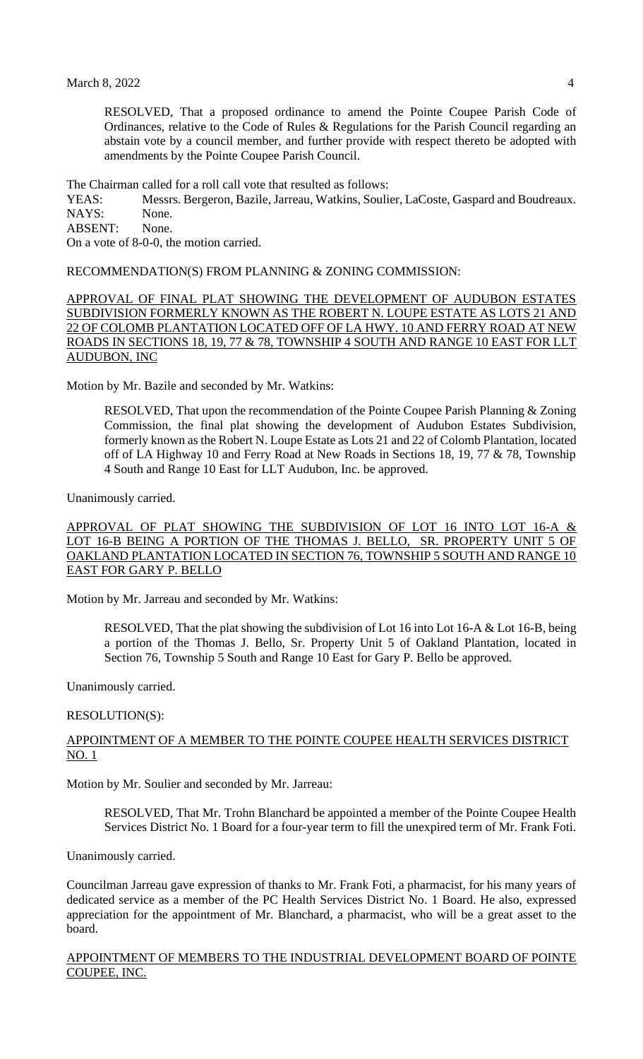RESOLVED, That a proposed ordinance to amend the Pointe Coupee Parish Code of Ordinances, relative to the Code of Rules & Regulations for the Parish Council regarding an abstain vote by a council member, and further provide with respect thereto be adopted with amendments by the Pointe Coupee Parish Council.

The Chairman called for a roll call vote that resulted as follows:

YEAS: Messrs. Bergeron, Bazile, Jarreau, Watkins, Soulier, LaCoste, Gaspard and Boudreaux.
NAYS: None.
ABSENT: None.
On a vote of 8-0-0, the motion carried.

RECOMMENDATION(S) FROM PLANNING & ZONING COMMISSION:

APPROVAL OF FINAL PLAT SHOWING THE DEVELOPMENT OF AUDUBON ESTATES SUBDIVISION FORMERLY KNOWN AS THE ROBERT N. LOUPE ESTATE AS LOTS 21 AND 22 OF COLOMB PLANTATION LOCATED OFF OF LA HWY. 10 AND FERRY ROAD AT NEW ROADS IN SECTIONS 18, 19, 77 & 78, TOWNSHIP 4 SOUTH AND RANGE 10 EAST FOR LLT AUDUBON, INC

Motion by Mr. Bazile and seconded by Mr. Watkins:

RESOLVED, That upon the recommendation of the Pointe Coupee Parish Planning & Zoning Commission, the final plat showing the development of Audubon Estates Subdivision, formerly known as the Robert N. Loupe Estate as Lots 21 and 22 of Colomb Plantation, located off of LA Highway 10 and Ferry Road at New Roads in Sections 18, 19, 77 & 78, Township 4 South and Range 10 East for LLT Audubon, Inc. be approved.

Unanimously carried.

APPROVAL OF PLAT SHOWING THE SUBDIVISION OF LOT 16 INTO LOT 16-A & LOT 16-B BEING A PORTION OF THE THOMAS J. BELLO, SR. PROPERTY UNIT 5 OF OAKLAND PLANTATION LOCATED IN SECTION 76, TOWNSHIP 5 SOUTH AND RANGE 10 EAST FOR GARY P. BELLO

Motion by Mr. Jarreau and seconded by Mr. Watkins:

RESOLVED, That the plat showing the subdivision of Lot 16 into Lot 16-A & Lot 16-B, being a portion of the Thomas J. Bello, Sr. Property Unit 5 of Oakland Plantation, located in Section 76, Township 5 South and Range 10 East for Gary P. Bello be approved.

Unanimously carried.

RESOLUTION(S):

APPOINTMENT OF A MEMBER TO THE POINTE COUPEE HEALTH SERVICES DISTRICT NO. 1

Motion by Mr. Soulier and seconded by Mr. Jarreau:

RESOLVED, That Mr. Trohn Blanchard be appointed a member of the Pointe Coupee Health Services District No. 1 Board for a four-year term to fill the unexpired term of Mr. Frank Foti.

Unanimously carried.

Councilman Jarreau gave expression of thanks to Mr. Frank Foti, a pharmacist, for his many years of dedicated service as a member of the PC Health Services District No. 1 Board. He also, expressed appreciation for the appointment of Mr. Blanchard, a pharmacist, who will be a great asset to the board.

APPOINTMENT OF MEMBERS TO THE INDUSTRIAL DEVELOPMENT BOARD OF POINTE COUPEE, INC.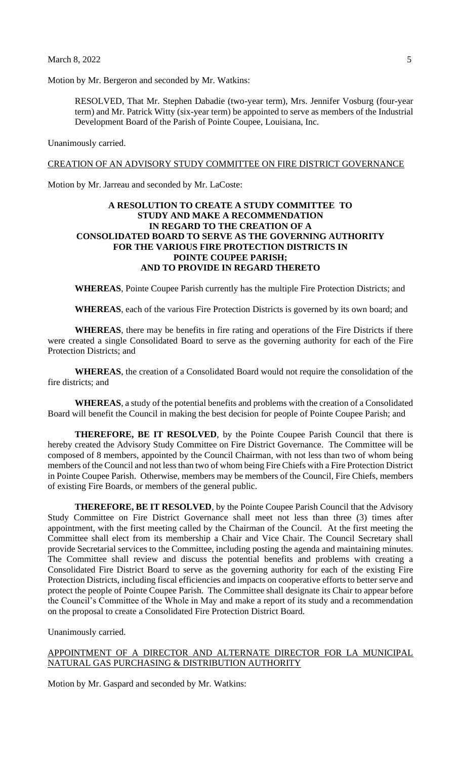Motion by Mr. Bergeron and seconded by Mr. Watkins:

RESOLVED, That Mr. Stephen Dabadie (two-year term), Mrs. Jennifer Vosburg (four-year term) and Mr. Patrick Witty (six-year term) be appointed to serve as members of the Industrial Development Board of the Parish of Pointe Coupee, Louisiana, Inc.

Unanimously carried.

<u>CREATION OF AN ADVISORY STUDY COMMITTEE ON FIRE DISTRICT GOVERNANCE</u>

Motion by Mr. Jarreau and seconded by Mr. LaCoste:

**A RESOLUTION TO CREATE A STUDY COMMITTEE TO STUDY AND MAKE A RECOMMENDATION IN REGARD TO THE CREATION OF A CONSOLIDATED BOARD TO SERVE AS THE GOVERNING AUTHORITY FOR THE VARIOUS FIRE PROTECTION DISTRICTS IN POINTE COUPEE PARISH; AND TO PROVIDE IN REGARD THERETO**

**WHEREAS**, Pointe Coupee Parish currently has the multiple Fire Protection Districts; and

**WHEREAS**, each of the various Fire Protection Districts is governed by its own board; and

**WHEREAS**, there may be benefits in fire rating and operations of the Fire Districts if there were created a single Consolidated Board to serve as the governing authority for each of the Fire Protection Districts; and

**WHEREAS**, the creation of a Consolidated Board would not require the consolidation of the fire districts; and

**WHEREAS**, a study of the potential benefits and problems with the creation of a Consolidated Board will benefit the Council in making the best decision for people of Pointe Coupee Parish; and

**THEREFORE, BE IT RESOLVED**, by the Pointe Coupee Parish Council that there is hereby created the Advisory Study Committee on Fire District Governance. The Committee will be composed of 8 members, appointed by the Council Chairman, with not less than two of whom being members of the Council and not less than two of whom being Fire Chiefs with a Fire Protection District in Pointe Coupee Parish. Otherwise, members may be members of the Council, Fire Chiefs, members of existing Fire Boards, or members of the general public.

**THEREFORE, BE IT RESOLVED**, by the Pointe Coupee Parish Council that the Advisory Study Committee on Fire District Governance shall meet not less than three (3) times after appointment, with the first meeting called by the Chairman of the Council. At the first meeting the Committee shall elect from its membership a Chair and Vice Chair. The Council Secretary shall provide Secretarial services to the Committee, including posting the agenda and maintaining minutes. The Committee shall review and discuss the potential benefits and problems with creating a Consolidated Fire District Board to serve as the governing authority for each of the existing Fire Protection Districts, including fiscal efficiencies and impacts on cooperative efforts to better serve and protect the people of Pointe Coupee Parish. The Committee shall designate its Chair to appear before the Council's Committee of the Whole in May and make a report of its study and a recommendation on the proposal to create a Consolidated Fire Protection District Board.

Unanimously carried.

<u>APPOINTMENT OF A DIRECTOR AND ALTERNATE DIRECTOR FOR LA MUNICIPAL NATURAL GAS PURCHASING & DISTRIBUTION AUTHORITY</u>

Motion by Mr. Gaspard and seconded by Mr. Watkins: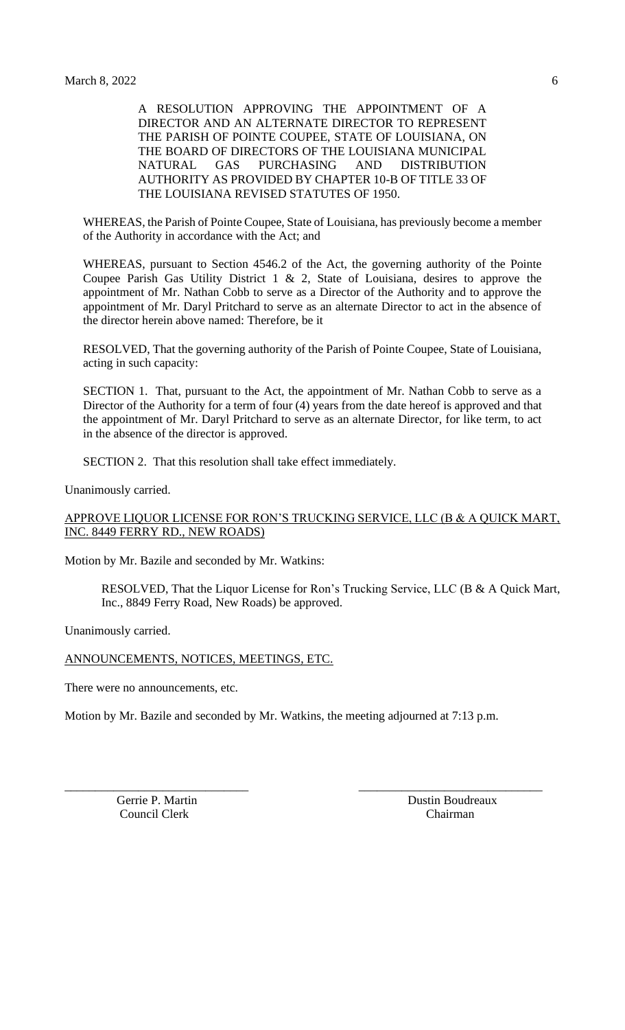A RESOLUTION APPROVING THE APPOINTMENT OF A DIRECTOR AND AN ALTERNATE DIRECTOR TO REPRESENT THE PARISH OF POINTE COUPEE, STATE OF LOUISIANA, ON THE BOARD OF DIRECTORS OF THE LOUISIANA MUNICIPAL NATURAL GAS PURCHASING AND DISTRIBUTION AUTHORITY AS PROVIDED BY CHAPTER 10-B OF TITLE 33 OF THE LOUISIANA REVISED STATUTES OF 1950.

WHEREAS, the Parish of Pointe Coupee, State of Louisiana, has previously become a member of the Authority in accordance with the Act; and

WHEREAS, pursuant to Section 4546.2 of the Act, the governing authority of the Pointe Coupee Parish Gas Utility District 1 & 2, State of Louisiana, desires to approve the appointment of Mr. Nathan Cobb to serve as a Director of the Authority and to approve the appointment of Mr. Daryl Pritchard to serve as an alternate Director to act in the absence of the director herein above named: Therefore, be it

RESOLVED, That the governing authority of the Parish of Pointe Coupee, State of Louisiana, acting in such capacity:

SECTION 1. That, pursuant to the Act, the appointment of Mr. Nathan Cobb to serve as a Director of the Authority for a term of four (4) years from the date hereof is approved and that the appointment of Mr. Daryl Pritchard to serve as an alternate Director, for like term, to act in the absence of the director is approved.

SECTION 2. That this resolution shall take effect immediately.

Unanimously carried.

APPROVE LIQUOR LICENSE FOR RON'S TRUCKING SERVICE, LLC (B & A QUICK MART, INC. 8449 FERRY RD., NEW ROADS)

Motion by Mr. Bazile and seconded by Mr. Watkins:

RESOLVED, That the Liquor License for Ron's Trucking Service, LLC (B & A Quick Mart, Inc., 8849 Ferry Road, New Roads) be approved.

Unanimously carried.

ANNOUNCEMENTS, NOTICES, MEETINGS, ETC.

There were no announcements, etc.

Motion by Mr. Bazile and seconded by Mr. Watkins, the meeting adjourned at 7:13 p.m.

\_\_\_\_\_\_\_\_\_\_\_\_\_\_\_\_\_\_\_\_\_\_\_\_\_\_\_\_\_\_
Gerrie P. Martin
Council Clerk

\_\_\_\_\_\_\_\_\_\_\_\_\_\_\_\_\_\_\_\_\_\_\_\_\_\_\_\_\_\_
Dustin Boudreaux
Chairman